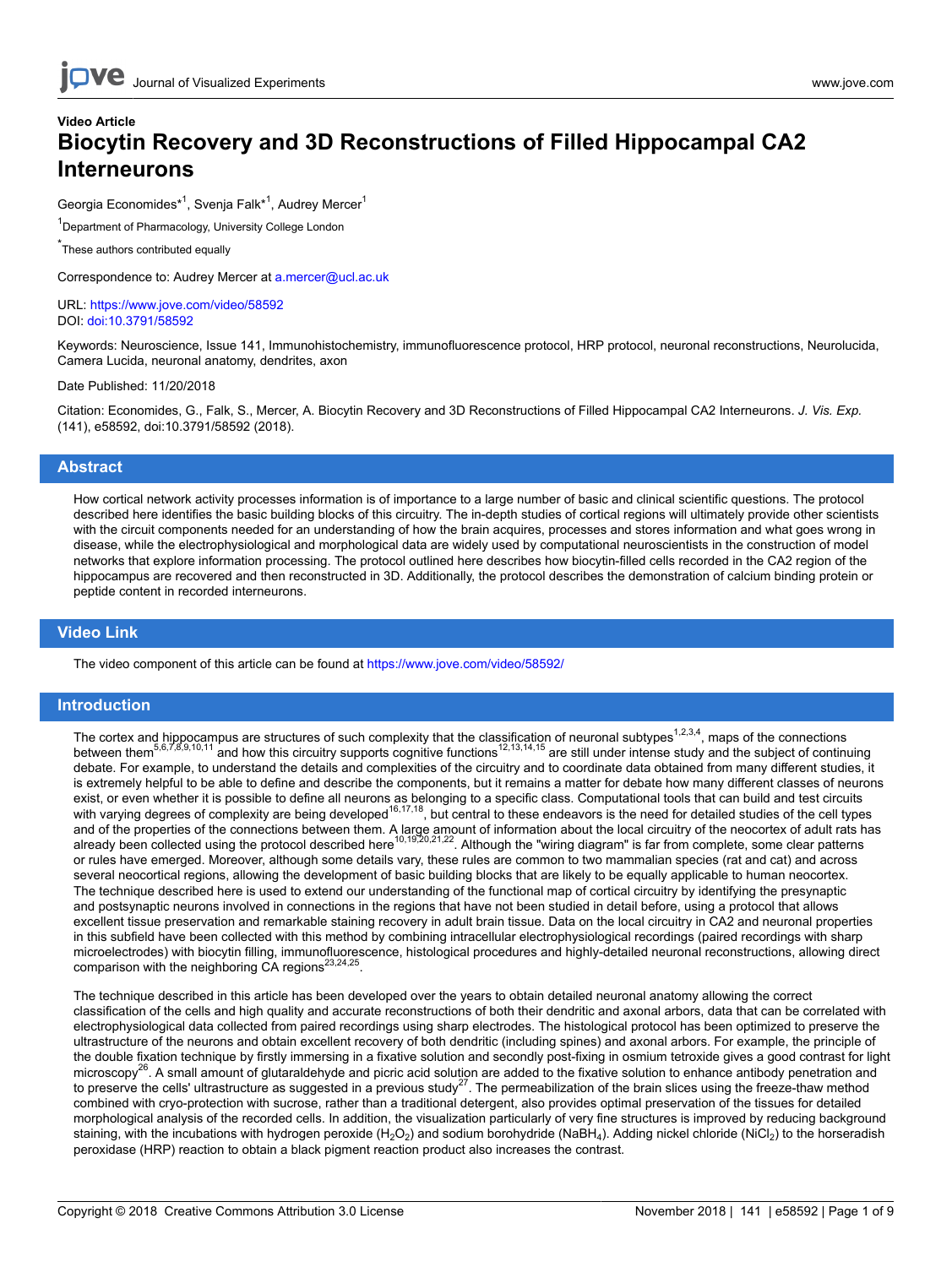**Video Article**

# Biocytin Recovery and 3D Reconstructions of Filled Hippocampal CA2 Interneurons

Georgia Economides*[1], Svenja Falk*[1], Audrey Mercer[1]

[1]Department of Pharmacology, University College London

*These authors contributed equally

Correspondence to: Audrey Mercer at a.mercer@ucl.ac.uk

URL: https://www.jove.com/video/58592
DOI: doi:10.3791/58592

Keywords: Neuroscience, Issue 141, Immunohistochemistry, immunofluorescence protocol, HRP protocol, neuronal reconstructions, Neurolucida, Camera Lucida, neuronal anatomy, dendrites, axon

Date Published: 11/20/2018

Citation: Economides, G., Falk, S., Mercer, A. Biocytin Recovery and 3D Reconstructions of Filled Hippocampal CA2 Interneurons. *J. Vis. Exp.* (141), e58592, doi:10.3791/58592 (2018).

## Abstract

How cortical network activity processes information is of importance to a large number of basic and clinical scientific questions. The protocol described here identifies the basic building blocks of this circuitry. The in-depth studies of cortical regions will ultimately provide other scientists with the circuit components needed for an understanding of how the brain acquires, processes and stores information and what goes wrong in disease, while the electrophysiological and morphological data are widely used by computational neuroscientists in the construction of model networks that explore information processing. The protocol outlined here describes how biocytin-filled cells recorded in the CA2 region of the hippocampus are recovered and then reconstructed in 3D. Additionally, the protocol describes the demonstration of calcium binding protein or peptide content in recorded interneurons.

## Video Link

The video component of this article can be found at https://www.jove.com/video/58592/

## Introduction

The cortex and hippocampus are structures of such complexity that the classification of neuronal subtypes[1,2,3,4], maps of the connections between them[5,6,7,8,9,10,11] and how this circuitry supports cognitive functions[12,13,14,15] are still under intense study and the subject of continuing debate. For example, to understand the details and complexities of the circuitry and to coordinate data obtained from many different studies, it is extremely helpful to be able to define and describe the components, but it remains a matter for debate how many different classes of neurons exist, or even whether it is possible to define all neurons as belonging to a specific class. Computational tools that can build and test circuits with varying degrees of complexity are being developed[16,17,18], but central to these endeavors is the need for detailed studies of the cell types and of the properties of the connections between them. A large amount of information about the local circuitry of the neocortex of adult rats has already been collected using the protocol described here[10,19,20,21,22]. Although the "wiring diagram" is far from complete, some clear patterns or rules have emerged. Moreover, although some details vary, these rules are common to two mammalian species (rat and cat) and across several neocortical regions, allowing the development of basic building blocks that are likely to be equally applicable to human neocortex. The technique described here is used to extend our understanding of the functional map of cortical circuitry by identifying the presynaptic and postsynaptic neurons involved in connections in the regions that have not been studied in detail before, using a protocol that allows excellent tissue preservation and remarkable staining recovery in adult brain tissue. Data on the local circuitry in CA2 and neuronal properties in this subfield have been collected with this method by combining intracellular electrophysiological recordings (paired recordings with sharp microelectrodes) with biocytin filling, immunofluorescence, histological procedures and highly-detailed neuronal reconstructions, allowing direct comparison with the neighboring CA regions[23,24,25].

The technique described in this article has been developed over the years to obtain detailed neuronal anatomy allowing the correct classification of the cells and high quality and accurate reconstructions of both their dendritic and axonal arbors, data that can be correlated with electrophysiological data collected from paired recordings using sharp electrodes. The histological protocol has been optimized to preserve the ultrastructure of the neurons and obtain excellent recovery of both dendritic (including spines) and axonal arbors. For example, the principle of the double fixation technique by firstly immersing in a fixative solution and secondly post-fixing in osmium tetroxide gives a good contrast for light microscopy[26]. A small amount of glutaraldehyde and picric acid solution are added to the fixative solution to enhance antibody penetration and to preserve the cells' ultrastructure as suggested in a previous study[27]. The permeabilization of the brain slices using the freeze-thaw method combined with cryo-protection with sucrose, rather than a traditional detergent, also provides optimal preservation of the tissues for detailed morphological analysis of the recorded cells. In addition, the visualization particularly of very fine structures is improved by reducing background staining, with the incubations with hydrogen peroxide ($H_2O_2$) and sodium borohydride ($NaBH_4$). Adding nickel chloride ($NiCl_2$) to the horseradish peroxidase (HRP) reaction to obtain a black pigment reaction product also increases the contrast.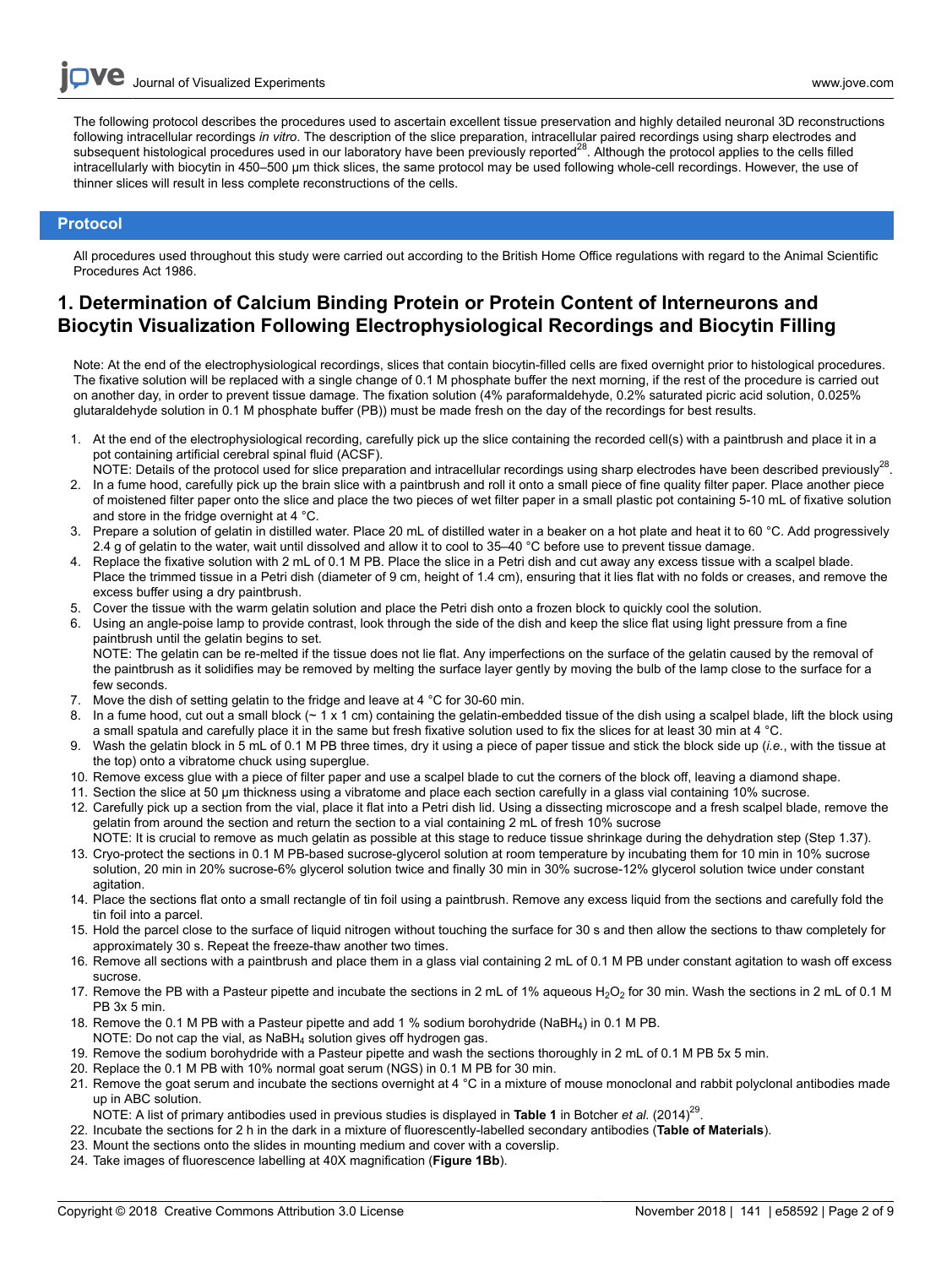The following protocol describes the procedures used to ascertain excellent tissue preservation and highly detailed neuronal 3D reconstructions following intracellular recordings *in vitro*. The description of the slice preparation, intracellular paired recordings using sharp electrodes and subsequent histological procedures used in our laboratory have been previously reported[28]. Although the protocol applies to the cells filled intracellularly with biocytin in 450–500 µm thick slices, the same protocol may be used following whole-cell recordings. However, the use of thinner slices will result in less complete reconstructions of the cells.

## Protocol

All procedures used throughout this study were carried out according to the British Home Office regulations with regard to the Animal Scientific Procedures Act 1986.

## 1. Determination of Calcium Binding Protein or Protein Content of Interneurons and Biocytin Visualization Following Electrophysiological Recordings and Biocytin Filling

Note: At the end of the electrophysiological recordings, slices that contain biocytin-filled cells are fixed overnight prior to histological procedures. The fixative solution will be replaced with a single change of 0.1 M phosphate buffer the next morning, if the rest of the procedure is carried out on another day, in order to prevent tissue damage. The fixation solution (4% paraformaldehyde, 0.2% saturated picric acid solution, 0.025% glutaraldehyde solution in 0.1 M phosphate buffer (PB)) must be made fresh on the day of the recordings for best results.

1. At the end of the electrophysiological recording, carefully pick up the slice containing the recorded cell(s) with a paintbrush and place it in a pot containing artificial cerebral spinal fluid (ACSF).
   NOTE: Details of the protocol used for slice preparation and intracellular recordings using sharp electrodes have been described previously[28].
2. In a fume hood, carefully pick up the brain slice with a paintbrush and roll it onto a small piece of fine quality filter paper. Place another piece of moistened filter paper onto the slice and place the two pieces of wet filter paper in a small plastic pot containing 5-10 mL of fixative solution and store in the fridge overnight at 4 °C.
3. Prepare a solution of gelatin in distilled water. Place 20 mL of distilled water in a beaker on a hot plate and heat it to 60 °C. Add progressively 2.4 g of gelatin to the water, wait until dissolved and allow it to cool to 35–40 °C before use to prevent tissue damage.
4. Replace the fixative solution with 2 mL of 0.1 M PB. Place the slice in a Petri dish and cut away any excess tissue with a scalpel blade. Place the trimmed tissue in a Petri dish (diameter of 9 cm, height of 1.4 cm), ensuring that it lies flat with no folds or creases, and remove the excess buffer using a dry paintbrush.
5. Cover the tissue with the warm gelatin solution and place the Petri dish onto a frozen block to quickly cool the solution.
6. Using an angle-poise lamp to provide contrast, look through the side of the dish and keep the slice flat using light pressure from a fine paintbrush until the gelatin begins to set.
   NOTE: The gelatin can be re-melted if the tissue does not lie flat. Any imperfections on the surface of the gelatin caused by the removal of the paintbrush as it solidifies may be removed by melting the surface layer gently by moving the bulb of the lamp close to the surface for a few seconds.
7. Move the dish of setting gelatin to the fridge and leave at 4 °C for 30-60 min.
8. In a fume hood, cut out a small block (~ 1 x 1 cm) containing the gelatin-embedded tissue of the dish using a scalpel blade, lift the block using a small spatula and carefully place it in the same but fresh fixative solution used to fix the slices for at least 30 min at 4 °C.
9. Wash the gelatin block in 5 mL of 0.1 M PB three times, dry it using a piece of paper tissue and stick the block side up (*i.e.*, with the tissue at the top) onto a vibratome chuck using superglue.
10. Remove excess glue with a piece of filter paper and use a scalpel blade to cut the corners of the block off, leaving a diamond shape.
11. Section the slice at 50 µm thickness using a vibratome and place each section carefully in a glass vial containing 10% sucrose.
12. Carefully pick up a section from the vial, place it flat into a Petri dish lid. Using a dissecting microscope and a fresh scalpel blade, remove the gelatin from around the section and return the section to a vial containing 2 mL of fresh 10% sucrose
    NOTE: It is crucial to remove as much gelatin as possible at this stage to reduce tissue shrinkage during the dehydration step (Step 1.37).
13. Cryo-protect the sections in 0.1 M PB-based sucrose-glycerol solution at room temperature by incubating them for 10 min in 10% sucrose solution, 20 min in 20% sucrose-6% glycerol solution twice and finally 30 min in 30% sucrose-12% glycerol solution twice under constant agitation.
14. Place the sections flat onto a small rectangle of tin foil using a paintbrush. Remove any excess liquid from the sections and carefully fold the tin foil into a parcel.
15. Hold the parcel close to the surface of liquid nitrogen without touching the surface for 30 s and then allow the sections to thaw completely for approximately 30 s. Repeat the freeze-thaw another two times.
16. Remove all sections with a paintbrush and place them in a glass vial containing 2 mL of 0.1 M PB under constant agitation to wash off excess sucrose.
17. Remove the PB with a Pasteur pipette and incubate the sections in 2 mL of 1% aqueous $H_2O_2$ for 30 min. Wash the sections in 2 mL of 0.1 M PB 3x 5 min.
18. Remove the 0.1 M PB with a Pasteur pipette and add 1 % sodium borohydride ($NaBH_4$) in 0.1 M PB.
    NOTE: Do not cap the vial, as $NaBH_4$ solution gives off hydrogen gas.
19. Remove the sodium borohydride with a Pasteur pipette and wash the sections thoroughly in 2 mL of 0.1 M PB 5x 5 min.
20. Replace the 0.1 M PB with 10% normal goat serum (NGS) in 0.1 M PB for 30 min.
21. Remove the goat serum and incubate the sections overnight at 4 °C in a mixture of mouse monoclonal and rabbit polyclonal antibodies made up in ABC solution.
    NOTE: A list of primary antibodies used in previous studies is displayed in **Table 1** in Botcher *et al.* (2014)[29].
22. Incubate the sections for 2 h in the dark in a mixture of fluorescently-labelled secondary antibodies (**Table of Materials**).
23. Mount the sections onto the slides in mounting medium and cover with a coverslip.
24. Take images of fluorescence labelling at 40X magnification (**Figure 1Bb**).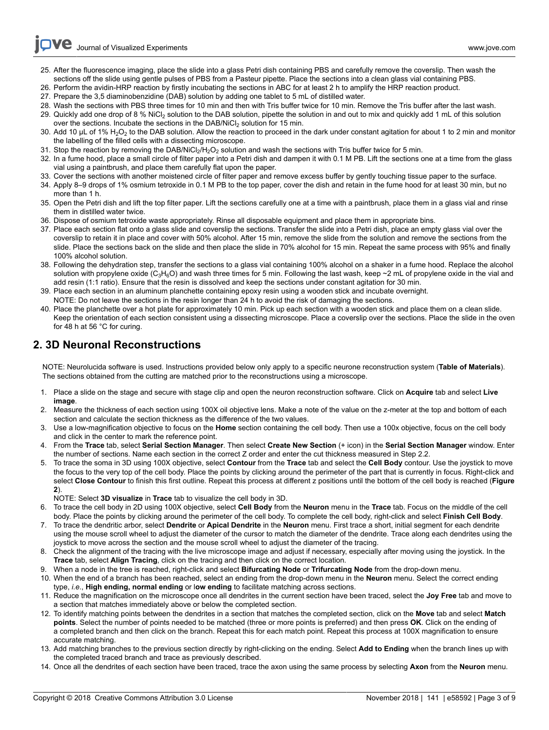25. After the fluorescence imaging, place the slide into a glass Petri dish containing PBS and carefully remove the coverslip. Then wash the sections off the slide using gentle pulses of PBS from a Pasteur pipette. Place the sections into a clean glass vial containing PBS.
26. Perform the avidin-HRP reaction by firstly incubating the sections in ABC for at least 2 h to amplify the HRP reaction product.
27. Prepare the 3,5 diaminobenzidine (DAB) solution by adding one tablet to 5 mL of distilled water.
28. Wash the sections with PBS three times for 10 min and then with Tris buffer twice for 10 min. Remove the Tris buffer after the last wash.
29. Quickly add one drop of 8 % $NiCl_2$ solution to the DAB solution, pipette the solution in and out to mix and quickly add 1 mL of this solution over the sections. Incubate the sections in the DAB/$NiCl_2$ solution for 15 min.
30. Add 10 µL of 1% $H_2O_2$ to the DAB solution. Allow the reaction to proceed in the dark under constant agitation for about 1 to 2 min and monitor the labelling of the filled cells with a dissecting microscope.
31. Stop the reaction by removing the DAB/$NiCl_2$/$H_2O_2$ solution and wash the sections with Tris buffer twice for 5 min.
32. In a fume hood, place a small circle of filter paper into a Petri dish and dampen it with 0.1 M PB. Lift the sections one at a time from the glass vial using a paintbrush, and place them carefully flat upon the paper.
33. Cover the sections with another moistened circle of filter paper and remove excess buffer by gently touching tissue paper to the surface.
34. Apply 8–9 drops of 1% osmium tetroxide in 0.1 M PB to the top paper, cover the dish and retain in the fume hood for at least 30 min, but no more than 1 h.
35. Open the Petri dish and lift the top filter paper. Lift the sections carefully one at a time with a paintbrush, place them in a glass vial and rinse them in distilled water twice.
36. Dispose of osmium tetroxide waste appropriately. Rinse all disposable equipment and place them in appropriate bins.
37. Place each section flat onto a glass slide and coverslip the sections. Transfer the slide into a Petri dish, place an empty glass vial over the coverslip to retain it in place and cover with 50% alcohol. After 15 min, remove the slide from the solution and remove the sections from the slide. Place the sections back on the slide and then place the slide in 70% alcohol for 15 min. Repeat the same process with 95% and finally 100% alcohol solution.
38. Following the dehydration step, transfer the sections to a glass vial containing 100% alcohol on a shaker in a fume hood. Replace the alcohol solution with propylene oxide ($C_3H_6O$) and wash three times for 5 min. Following the last wash, keep ~2 mL of propylene oxide in the vial and add resin (1:1 ratio). Ensure that the resin is dissolved and keep the sections under constant agitation for 30 min.
39. Place each section in an aluminum planchette containing epoxy resin using a wooden stick and incubate overnight.
NOTE: Do not leave the sections in the resin longer than 24 h to avoid the risk of damaging the sections.
40. Place the planchette over a hot plate for approximately 10 min. Pick up each section with a wooden stick and place them on a clean slide. Keep the orientation of each section consistent using a dissecting microscope. Place a coverslip over the sections. Place the slide in the oven for 48 h at 56 °C for curing.

## 2. 3D Neuronal Reconstructions

NOTE: Neurolucida software is used. Instructions provided below only apply to a specific neurone reconstruction system (**Table of Materials**). The sections obtained from the cutting are matched prior to the reconstructions using a microscope.

1. Place a slide on the stage and secure with stage clip and open the neuron reconstruction software. Click on **Acquire** tab and select **Live image**.
2. Measure the thickness of each section using 100X oil objective lens. Make a note of the value on the z-meter at the top and bottom of each section and calculate the section thickness as the difference of the two values.
3. Use a low-magnification objective to focus on the **Home** section containing the cell body. Then use a 100x objective, focus on the cell body and click in the center to mark the reference point.
4. From the **Trace** tab, select **Serial Section Manager**. Then select **Create New Section** (+ icon) in the **Serial Section Manager** window. Enter the number of sections. Name each section in the correct Z order and enter the cut thickness measured in Step 2.2.
5. To trace the soma in 3D using 100X objective, select **Contour** from the **Trace** tab and select the **Cell Body** contour. Use the joystick to move the focus to the very top of the cell body. Place the points by clicking around the perimeter of the part that is currently in focus. Right-click and select **Close Contour** to finish this first outline. Repeat this process at different z positions until the bottom of the cell body is reached (**Figure 2**).
NOTE: Select **3D visualize** in **Trace** tab to visualize the cell body in 3D.
6. To trace the cell body in 2D using 100X objective, select **Cell Body** from the **Neuron** menu in the **Trace** tab. Focus on the middle of the cell body. Place the points by clicking around the perimeter of the cell body. To complete the cell body, right-click and select **Finish Cell Body**.
7. To trace the dendritic arbor, select **Dendrite** or **Apical Dendrite** in the **Neuron** menu. First trace a short, initial segment for each dendrite using the mouse scroll wheel to adjust the diameter of the cursor to match the diameter of the dendrite. Trace along each dendrites using the joystick to move across the section and the mouse scroll wheel to adjust the diameter of the tracing.
8. Check the alignment of the tracing with the live microscope image and adjust if necessary, especially after moving using the joystick. In the **Trace** tab, select **Align Tracing**, click on the tracing and then click on the correct location.
9. When a node in the tree is reached, right-click and select **Bifurcating Node** or **Trifurcating Node** from the drop-down menu.
10. When the end of a branch has been reached, select an ending from the drop-down menu in the **Neuron** menu. Select the correct ending type, *i.e*., **High ending, normal ending** or l**ow ending** to facilitate matching across sections.
11. Reduce the magnification on the microscope once all dendrites in the current section have been traced, select the **Joy Free** tab and move to a section that matches immediately above or below the completed section.
12. To identify matching points between the dendrites in a section that matches the completed section, click on the **Move** tab and select **Match points**. Select the number of points needed to be matched (three or more points is preferred) and then press **OK**. Click on the ending of a completed branch and then click on the branch. Repeat this for each match point. Repeat this process at 100X magnification to ensure accurate matching.
13. Add matching branches to the previous section directly by right-clicking on the ending. Select **Add to Ending** when the branch lines up with the completed traced branch and trace as previously described.
14. Once all the dendrites of each section have been traced, trace the axon using the same process by selecting **Axon** from the **Neuron** menu.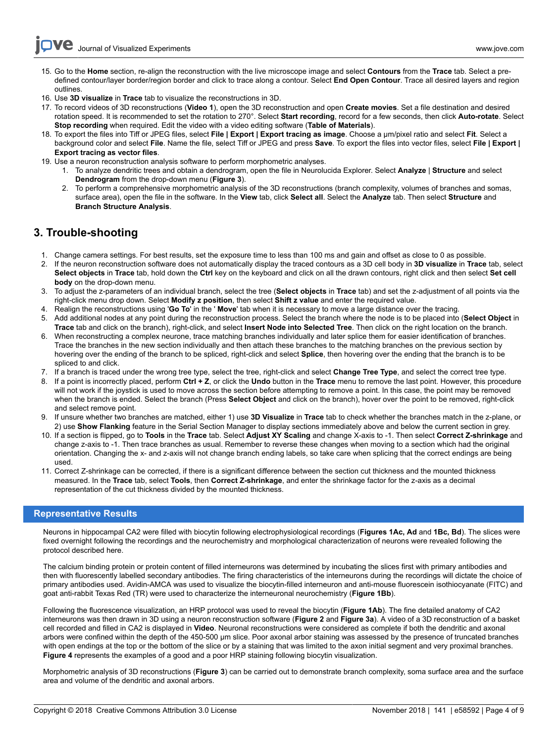15. Go to the **Home** section, re-align the reconstruction with the live microscope image and select **Contours** from the **Trace** tab. Select a pre-defined contour/layer border/region border and click to trace along a contour. Select **End Open Contour**. Trace all desired layers and region outlines.
16. Use **3D visualize** in **Trace** tab to visualize the reconstructions in 3D.
17. To record videos of 3D reconstructions (**Video 1**), open the 3D reconstruction and open **Create movies**. Set a file destination and desired rotation speed. It is recommended to set the rotation to 270°. Select **Start recording**, record for a few seconds, then click **Auto-rotate**. Select **Stop recording** when required. Edit the video with a video editing software (**Table of Materials**).
18. To export the files into Tiff or JPEG files, select **File | Export | Export tracing as image**. Choose a µm/pixel ratio and select **Fit**. Select a background color and select **File**. Name the file, select Tiff or JPEG and press **Save**. To export the files into vector files, select **File | Export | Export tracing as vector files**.
19. Use a neuron reconstruction analysis software to perform morphometric analyses.
    1. To analyze dendritic trees and obtain a dendrogram, open the file in Neurolucida Explorer. Select **Analyze** | **Structure** and select **Dendrogram** from the drop-down menu (**Figure 3**).
    2. To perform a comprehensive morphometric analysis of the 3D reconstructions (branch complexity, volumes of branches and somas, surface area), open the file in the software. In the **View** tab, click **Select all**. Select the **Analyze** tab. Then select **Structure** and **Branch Structure Analysis**.

## 3. Trouble-shooting

1. Change camera settings. For best results, set the exposure time to less than 100 ms and gain and offset as close to 0 as possible.
2. If the neuron reconstruction software does not automatically display the traced contours as a 3D cell body in **3D visualize** in **Trace** tab, select **Select objects** in **Trace** tab, hold down the **Ctrl** key on the keyboard and click on all the drawn contours, right click and then select **Set cell body** on the drop-down menu.
3. To adjust the z-parameters of an individual branch, select the tree (**Select objects** in **Trace** tab) and set the z-adjustment of all points via the right-click menu drop down. Select **Modify z position**, then select **Shift z value** and enter the required value.
4. Realign the reconstructions using '**Go To**' in the ' **Move**' tab when it is necessary to move a large distance over the tracing.
5. Add additional nodes at any point during the reconstruction process. Select the branch where the node is to be placed into (**Select Object** in **Trace** tab and click on the branch), right-click, and select **Insert Node into Selected Tree**. Then click on the right location on the branch.
6. When reconstructing a complex neurone, trace matching branches individually and later splice them for easier identification of branches. Trace the branches in the new section individually and then attach these branches to the matching branches on the previous section by hovering over the ending of the branch to be spliced, right-click and select **Splice**, then hovering over the ending that the branch is to be spliced to and click.
7. If a branch is traced under the wrong tree type, select the tree, right-click and select **Change Tree Type**, and select the correct tree type.
8. If a point is incorrectly placed, perform **Ctrl + Z**, or click the **Undo** button in the **Trace** menu to remove the last point. However, this procedure will not work if the joystick is used to move across the section before attempting to remove a point. In this case, the point may be removed when the branch is ended. Select the branch (Press **Select Object** and click on the branch), hover over the point to be removed, right-click and select remove point.
9. If unsure whether two branches are matched, either 1) use **3D Visualize** in **Trace** tab to check whether the branches match in the z-plane, or 2) use **Show Flanking** feature in the Serial Section Manager to display sections immediately above and below the current section in grey.
10. If a section is flipped, go to **Tools** in the **Trace** tab. Select **Adjust XY Scaling** and change X-axis to -1. Then select **Correct Z-shrinkage** and change z-axis to -1. Then trace branches as usual. Remember to reverse these changes when moving to a section which had the original orientation. Changing the x- and z-axis will not change branch ending labels, so take care when splicing that the correct endings are being used.
11. Correct Z-shrinkage can be corrected, if there is a significant difference between the section cut thickness and the mounted thickness measured. In the **Trace** tab, select **Tools**, then **Correct Z-shrinkage**, and enter the shrinkage factor for the z-axis as a decimal representation of the cut thickness divided by the mounted thickness.

## Representative Results

Neurons in hippocampal CA2 were filled with biocytin following electrophysiological recordings (**Figures 1Ac, Ad** and **1Bc, Bd**). The slices were fixed overnight following the recordings and the neurochemistry and morphological characterization of neurons were revealed following the protocol described here.

The calcium binding protein or protein content of filled interneurons was determined by incubating the slices first with primary antibodies and then with fluorescently labelled secondary antibodies. The firing characteristics of the interneurons during the recordings will dictate the choice of primary antibodies used. Avidin-AMCA was used to visualize the biocytin-filled interneuron and anti-mouse fluorescein isothiocyanate (FITC) and goat anti-rabbit Texas Red (TR) were used to characterize the interneuronal neurochemistry (**Figure 1Bb**).

Following the fluorescence visualization, an HRP protocol was used to reveal the biocytin (**Figure 1Ab**). The fine detailed anatomy of CA2 interneurons was then drawn in 3D using a neuron reconstruction software (**Figure 2** and **Figure 3a**). A video of a 3D reconstruction of a basket cell recorded and filled in CA2 is displayed in **Video**. Neuronal reconstructions were considered as complete if both the dendritic and axonal arbors were confined within the depth of the 450-500 µm slice. Poor axonal arbor staining was assessed by the presence of truncated branches with open endings at the top or the bottom of the slice or by a staining that was limited to the axon initial segment and very proximal branches. **Figure 4** represents the examples of a good and a poor HRP staining following biocytin visualization.

Morphometric analysis of 3D reconstructions (**Figure 3**) can be carried out to demonstrate branch complexity, soma surface area and the surface area and volume of the dendritic and axonal arbors.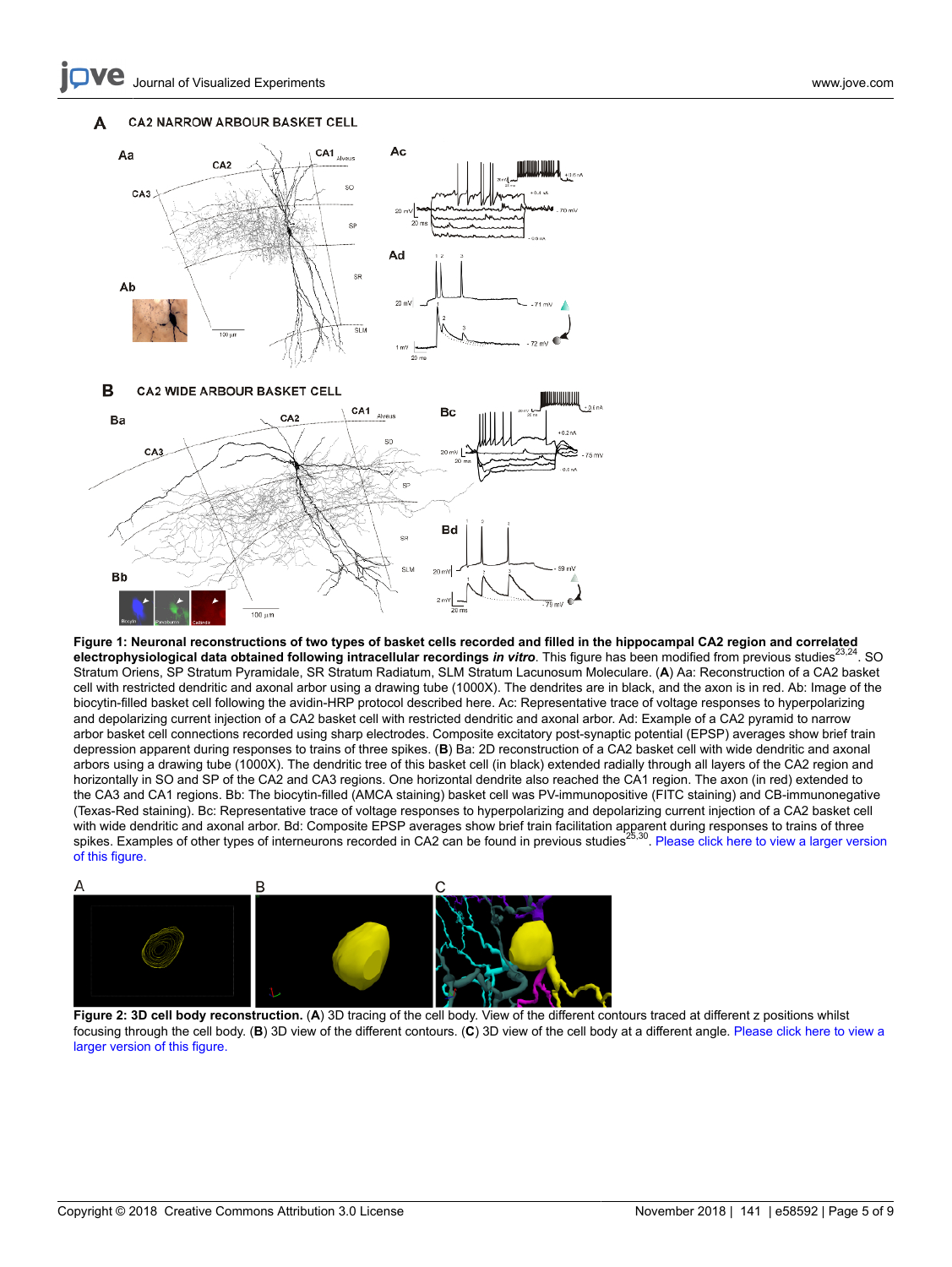**Figure 1: Neuronal reconstructions of two types of basket cells recorded and filled in the hippocampal CA2 region and correlated electrophysiological data obtained following intracellular recordings *in vitro***. This figure has been modified from previous studies[23,24]. SO Stratum Oriens, SP Stratum Pyramidale, SR Stratum Radiatum, SLM Stratum Lacunosum Moleculare. (**A**) Aa: Reconstruction of a CA2 basket cell with restricted dendritic and axonal arbor using a drawing tube (1000X). The dendrites are in black, and the axon is in red. Ab: Image of the biocytin-filled basket cell following the avidin-HRP protocol described here. Ac: Representative trace of voltage responses to hyperpolarizing and depolarizing current injection of a CA2 basket cell with restricted dendritic and axonal arbor. Ad: Example of a CA2 pyramid to narrow arbor basket cell connections recorded using sharp electrodes. Composite excitatory post-synaptic potential (EPSP) averages show brief train depression apparent during responses to trains of three spikes. (**B**) Ba: 2D reconstruction of a CA2 basket cell with wide dendritic and axonal arbors using a drawing tube (1000X). The dendritic tree of this basket cell (in black) extended radially through all layers of the CA2 region and horizontally in SO and SP of the CA2 and CA3 regions. One horizontal dendrite also reached the CA1 region. The axon (in red) extended to the CA3 and CA1 regions. Bb: The biocytin-filled (AMCA staining) basket cell was PV-immunopositive (FITC staining) and CB-immunonegative (Texas-Red staining). Bc: Representative trace of voltage responses to hyperpolarizing and depolarizing current injection of a CA2 basket cell with wide dendritic and axonal arbor. Bd: Composite EPSP averages show brief train facilitation apparent during responses to trains of three spikes. Examples of other types of interneurons recorded in CA2 can be found in previous studies[25,30]. Please click here to view a larger version of this figure.

**Figure 2: 3D cell body reconstruction.** (**A**) 3D tracing of the cell body. View of the different contours traced at different z positions whilst focusing through the cell body. (**B**) 3D view of the different contours. (**C**) 3D view of the cell body at a different angle. Please click here to view a larger version of this figure.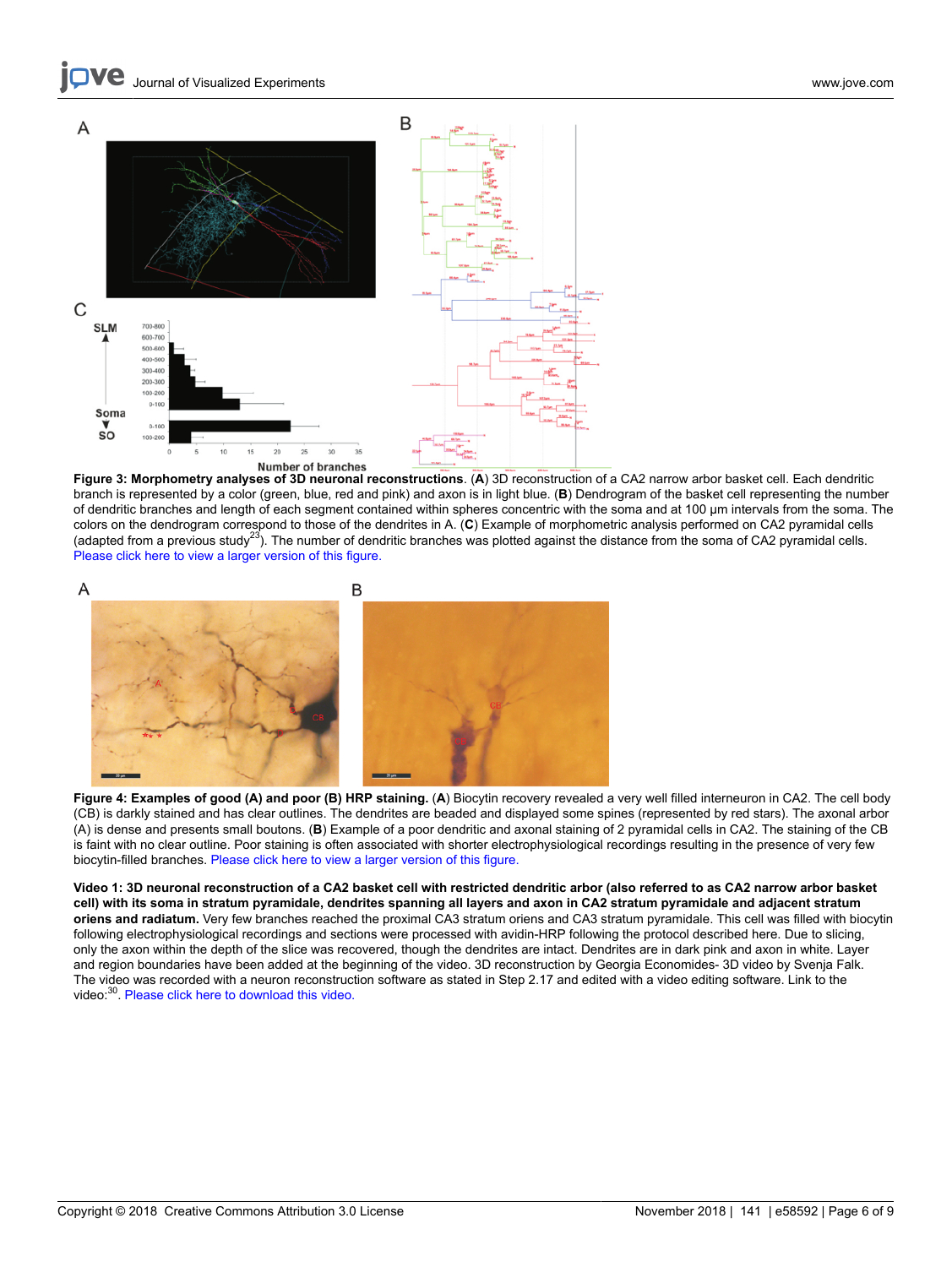**Figure 3: Morphometry analyses of 3D neuronal reconstructions**. (**A**) 3D reconstruction of a CA2 narrow arbor basket cell. Each dendritic branch is represented by a color (green, blue, red and pink) and axon is in light blue. (**B**) Dendrogram of the basket cell representing the number of dendritic branches and length of each segment contained within spheres concentric with the soma and at 100 µm intervals from the soma. The colors on the dendrogram correspond to those of the dendrites in A. (**C**) Example of morphometric analysis performed on CA2 pyramidal cells (adapted from a previous study[23]). The number of dendritic branches was plotted against the distance from the soma of CA2 pyramidal cells. Please click here to view a larger version of this figure.

**Figure 4: Examples of good (A) and poor (B) HRP staining.** (**A**) Biocytin recovery revealed a very well filled interneuron in CA2. The cell body (CB) is darkly stained and has clear outlines. The dendrites are beaded and displayed some spines (represented by red stars). The axonal arbor (A) is dense and presents small boutons. (**B**) Example of a poor dendritic and axonal staining of 2 pyramidal cells in CA2. The staining of the CB is faint with no clear outline. Poor staining is often associated with shorter electrophysiological recordings resulting in the presence of very few biocytin-filled branches. Please click here to view a larger version of this figure.

**Video 1: 3D neuronal reconstruction of a CA2 basket cell with restricted dendritic arbor (also referred to as CA2 narrow arbor basket cell) with its soma in stratum pyramidale, dendrites spanning all layers and axon in CA2 stratum pyramidale and adjacent stratum oriens and radiatum.** Very few branches reached the proximal CA3 stratum oriens and CA3 stratum pyramidale. This cell was filled with biocytin following electrophysiological recordings and sections were processed with avidin-HRP following the protocol described here. Due to slicing, only the axon within the depth of the slice was recovered, though the dendrites are intact. Dendrites are in dark pink and axon in white. Layer and region boundaries have been added at the beginning of the video. 3D reconstruction by Georgia Economides- 3D video by Svenja Falk. The video was recorded with a neuron reconstruction software as stated in Step 2.17 and edited with a video editing software. Link to the video:[30]. Please click here to download this video.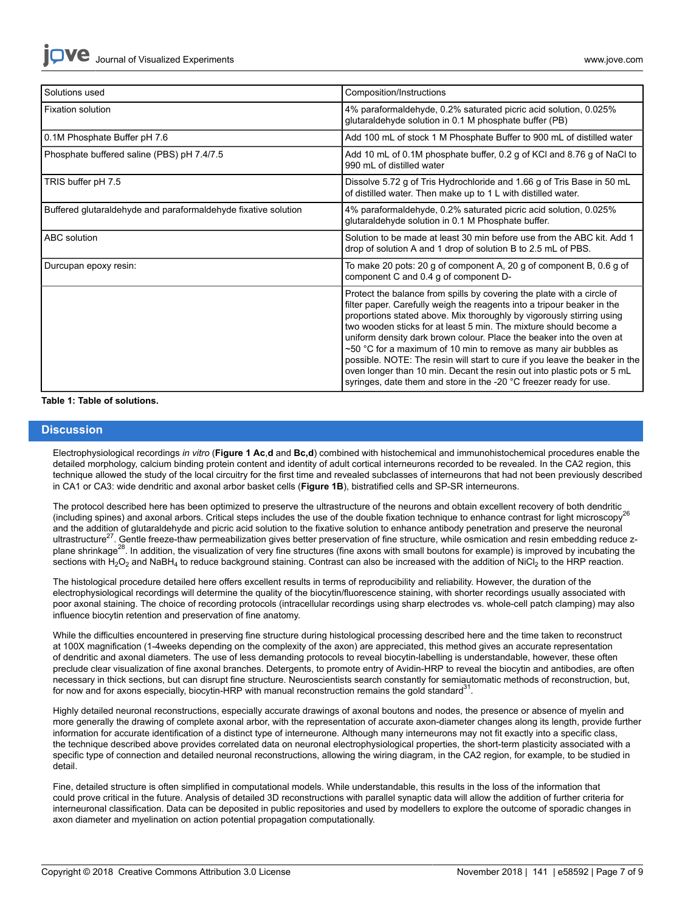| Solutions used | Composition/Instructions |
| --- | --- |
| Fixation solution | 4% paraformaldehyde, 0.2% saturated picric acid solution, 0.025% glutaraldehyde solution in 0.1 M phosphate buffer (PB) |
| 0.1M Phosphate Buffer pH 7.6 | Add 100 mL of stock 1 M Phosphate Buffer to 900 mL of distilled water |
| Phosphate buffered saline (PBS) pH 7.4/7.5 | Add 10 mL of 0.1M phosphate buffer, 0.2 g of KCl and 8.76 g of NaCl to 990 mL of distilled water |
| TRIS buffer pH 7.5 | Dissolve 5.72 g of Tris Hydrochloride and 1.66 g of Tris Base in 50 mL of distilled water. Then make up to 1 L with distilled water. |
| Buffered glutaraldehyde and paraformaldehyde fixative solution | 4% paraformaldehyde, 0.2% saturated picric acid solution, 0.025% glutaraldehyde solution in 0.1 M Phosphate buffer. |
| ABC solution | Solution to be made at least 30 min before use from the ABC kit. Add 1 drop of solution A and 1 drop of solution B to 2.5 mL of PBS. |
| Durcupan epoxy resin: | To make 20 pots: 20 g of component A, 20 g of component B, 0.6 g of component C and 0.4 g of component D- |
| | Protect the balance from spills by covering the plate with a circle of filter paper. Carefully weigh the reagents into a tripour beaker in the proportions stated above. Mix thoroughly by vigorously stirring using two wooden sticks for at least 5 min. The mixture should become a uniform density dark brown colour. Place the beaker into the oven at ~50 °C for a maximum of 10 min to remove as many air bubbles as possible. NOTE: The resin will start to cure if you leave the beaker in the oven longer than 10 min. Decant the resin out into plastic pots or 5 mL syringes, date them and store in the -20 °C freezer ready for use. |

**Table 1: Table of solutions.**

## Discussion

Electrophysiological recordings *in vitro* (**Figure 1 Ac**,**d** and **Bc,d**) combined with histochemical and immunohistochemical procedures enable the detailed morphology, calcium binding protein content and identity of adult cortical interneurons recorded to be revealed. In the CA2 region, this technique allowed the study of the local circuitry for the first time and revealed subclasses of interneurons that had not been previously described in CA1 or CA3: wide dendritic and axonal arbor basket cells (**Figure 1B**), bistratified cells and SP-SR interneurons.

The protocol described here has been optimized to preserve the ultrastructure of the neurons and obtain excellent recovery of both dendritic (including spines) and axonal arbors. Critical steps includes the use of the double fixation technique to enhance contrast for light microscopy[26] and the addition of glutaraldehyde and picric acid solution to the fixative solution to enhance antibody penetration and preserve the neuronal ultrastructure[27]. Gentle freeze-thaw permeabilization gives better preservation of fine structure, while osmication and resin embedding reduce z-plane shrinkage[28]. In addition, the visualization of very fine structures (fine axons with small boutons for example) is improved by incubating the sections with $H_2O_2$ and $NaBH_4$ to reduce background staining. Contrast can also be increased with the addition of $NiCl_2$ to the HRP reaction.

The histological procedure detailed here offers excellent results in terms of reproducibility and reliability. However, the duration of the electrophysiological recordings will determine the quality of the biocytin/fluorescence staining, with shorter recordings usually associated with poor axonal staining. The choice of recording protocols (intracellular recordings using sharp electrodes vs. whole-cell patch clamping) may also influence biocytin retention and preservation of fine anatomy.

While the difficulties encountered in preserving fine structure during histological processing described here and the time taken to reconstruct at 100X magnification (1-4weeks depending on the complexity of the axon) are appreciated, this method gives an accurate representation of dendritic and axonal diameters. The use of less demanding protocols to reveal biocytin-labelling is understandable, however, these often preclude clear visualization of fine axonal branches. Detergents, to promote entry of Avidin-HRP to reveal the biocytin and antibodies, are often necessary in thick sections, but can disrupt fine structure. Neuroscientists search constantly for semiautomatic methods of reconstruction, but, for now and for axons especially, biocytin-HRP with manual reconstruction remains the gold standard[31].

Highly detailed neuronal reconstructions, especially accurate drawings of axonal boutons and nodes, the presence or absence of myelin and more generally the drawing of complete axonal arbor, with the representation of accurate axon-diameter changes along its length, provide further information for accurate identification of a distinct type of interneurone. Although many interneurons may not fit exactly into a specific class, the technique described above provides correlated data on neuronal electrophysiological properties, the short-term plasticity associated with a specific type of connection and detailed neuronal reconstructions, allowing the wiring diagram, in the CA2 region, for example, to be studied in detail.

Fine, detailed structure is often simplified in computational models. While understandable, this results in the loss of the information that could prove critical in the future. Analysis of detailed 3D reconstructions with parallel synaptic data will allow the addition of further criteria for interneuronal classification. Data can be deposited in public repositories and used by modellers to explore the outcome of sporadic changes in axon diameter and myelination on action potential propagation computationally.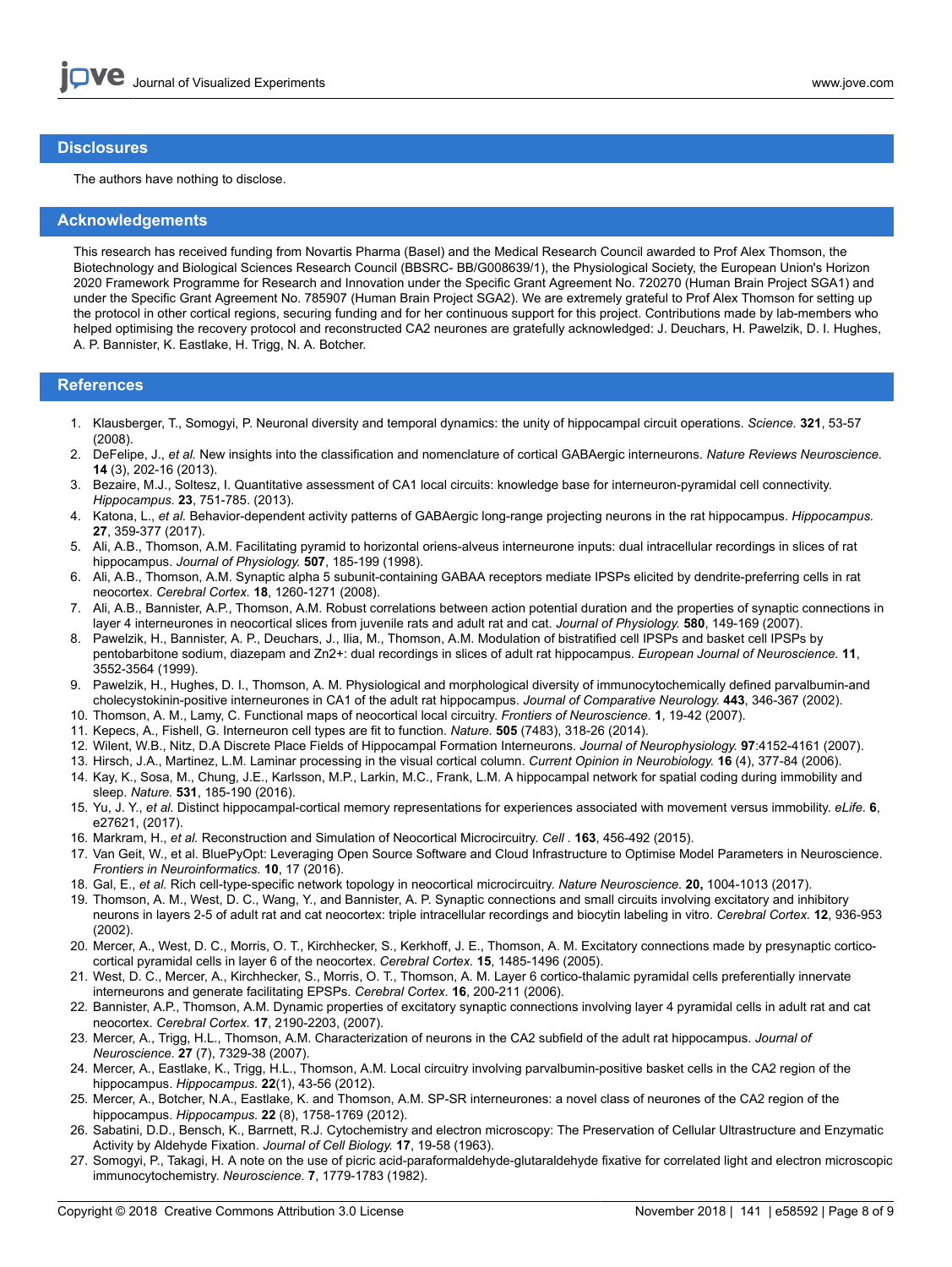## Disclosures

The authors have nothing to disclose.

## Acknowledgements

This research has received funding from Novartis Pharma (Basel) and the Medical Research Council awarded to Prof Alex Thomson, the Biotechnology and Biological Sciences Research Council (BBSRC- BB/G008639/1), the Physiological Society, the European Union's Horizon 2020 Framework Programme for Research and Innovation under the Specific Grant Agreement No. 720270 (Human Brain Project SGA1) and under the Specific Grant Agreement No. 785907 (Human Brain Project SGA2). We are extremely grateful to Prof Alex Thomson for setting up the protocol in other cortical regions, securing funding and for her continuous support for this project. Contributions made by lab-members who helped optimising the recovery protocol and reconstructed CA2 neurones are gratefully acknowledged: J. Deuchars, H. Pawelzik, D. I. Hughes, A. P. Bannister, K. Eastlake, H. Trigg, N. A. Botcher.

## References

1. Klausberger, T., Somogyi, P. Neuronal diversity and temporal dynamics: the unity of hippocampal circuit operations. *Science.* **321**, 53-57 (2008).
2. DeFelipe, J., *et al.* New insights into the classification and nomenclature of cortical GABAergic interneurons. *Nature Reviews Neuroscience.* **14** (3), 202-16 (2013).
3. Bezaire, M.J., Soltesz, I. Quantitative assessment of CA1 local circuits: knowledge base for interneuron-pyramidal cell connectivity. *Hippocampus.* **23**, 751-785. (2013).
4. Katona, L., *et al.* Behavior-dependent activity patterns of GABAergic long-range projecting neurons in the rat hippocampus. *Hippocampus.* **27**, 359-377 (2017).
5. Ali, A.B., Thomson, A.M. Facilitating pyramid to horizontal oriens-alveus interneurone inputs: dual intracellular recordings in slices of rat hippocampus. *Journal of Physiology.* **507**, 185-199 (1998).
6. Ali, A.B., Thomson, A.M. Synaptic alpha 5 subunit-containing GABAA receptors mediate IPSPs elicited by dendrite-preferring cells in rat neocortex. *Cerebral Cortex.* **18**, 1260-1271 (2008).
7. Ali, A.B., Bannister, A.P., Thomson, A.M. Robust correlations between action potential duration and the properties of synaptic connections in layer 4 interneurones in neocortical slices from juvenile rats and adult rat and cat. *Journal of Physiology.* **580**, 149-169 (2007).
8. Pawelzik, H., Bannister, A. P., Deuchars, J., Ilia, M., Thomson, A.M. Modulation of bistratified cell IPSPs and basket cell IPSPs by pentobarbitone sodium, diazepam and Zn2+: dual recordings in slices of adult rat hippocampus. *European Journal of Neuroscience.* **11**, 3552-3564 (1999).
9. Pawelzik, H., Hughes, D. I., Thomson, A. M. Physiological and morphological diversity of immunocytochemically defined parvalbumin-and cholecystokinin-positive interneurones in CA1 of the adult rat hippocampus. *Journal of Comparative Neurology.* **443**, 346-367 (2002).
10. Thomson, A. M., Lamy, C. Functional maps of neocortical local circuitry. *Frontiers of Neuroscience.* **1**, 19-42 (2007).
11. Kepecs, A., Fishell, G. Interneuron cell types are fit to function. *Nature.* **505** (7483), 318-26 (2014).
12. Wilent, W.B., Nitz, D.A Discrete Place Fields of Hippocampal Formation Interneurons. *Journal of Neurophysiology.* **97**:4152-4161 (2007).
13. Hirsch, J.A., Martinez, L.M. Laminar processing in the visual cortical column. *Current Opinion in Neurobiology.* **16** (4), 377-84 (2006).
14. Kay, K., Sosa, M., Chung, J.E., Karlsson, M.P., Larkin, M.C., Frank, L.M. A hippocampal network for spatial coding during immobility and sleep. *Nature.* **531**, 185-190 (2016).
15. Yu, J. Y., *et al.* Distinct hippocampal-cortical memory representations for experiences associated with movement versus immobility. *eLife.* **6**, e27621, (2017).
16. Markram, H., *et al.* Reconstruction and Simulation of Neocortical Microcircuitry. *Cell .* **163**, 456-492 (2015).
17. Van Geit, W., et al. BluePyOpt: Leveraging Open Source Software and Cloud Infrastructure to Optimise Model Parameters in Neuroscience. *Frontiers in Neuroinformatics.* **10**, 17 (2016).
18. Gal, E., *et al.* Rich cell-type-specific network topology in neocortical microcircuitry. *Nature Neuroscience.* **20,** 1004-1013 (2017).
19. Thomson, A. M., West, D. C., Wang, Y., and Bannister, A. P. Synaptic connections and small circuits involving excitatory and inhibitory neurons in layers 2-5 of adult rat and cat neocortex: triple intracellular recordings and biocytin labeling in vitro. *Cerebral Cortex.* **12**, 936-953 (2002).
20. Mercer, A., West, D. C., Morris, O. T., Kirchhecker, S., Kerkhoff, J. E., Thomson, A. M. Excitatory connections made by presynaptic cortico-cortical pyramidal cells in layer 6 of the neocortex. *Cerebral Cortex.* **15**, 1485-1496 (2005).
21. West, D. C., Mercer, A., Kirchhecker, S., Morris, O. T., Thomson, A. M. Layer 6 cortico-thalamic pyramidal cells preferentially innervate interneurons and generate facilitating EPSPs. *Cerebral Cortex.* **16**, 200-211 (2006).
22. Bannister, A.P., Thomson, A.M. Dynamic properties of excitatory synaptic connections involving layer 4 pyramidal cells in adult rat and cat neocortex. *Cerebral Cortex.* **17**, 2190-2203, (2007).
23. Mercer, A., Trigg, H.L., Thomson, A.M. Characterization of neurons in the CA2 subfield of the adult rat hippocampus. *Journal of Neuroscience.* **27** (7), 7329-38 (2007).
24. Mercer, A., Eastlake, K., Trigg, H.L., Thomson, A.M. Local circuitry involving parvalbumin-positive basket cells in the CA2 region of the hippocampus. *Hippocampus.* **22**(1), 43-56 (2012).
25. Mercer, A., Botcher, N.A., Eastlake, K. and Thomson, A.M. SP-SR interneurones: a novel class of neurones of the CA2 region of the hippocampus. *Hippocampus.* **22** (8), 1758-1769 (2012).
26. Sabatini, D.D., Bensch, K., Barrnett, R.J. Cytochemistry and electron microscopy: The Preservation of Cellular Ultrastructure and Enzymatic Activity by Aldehyde Fixation. *Journal of Cell Biology.* **17**, 19-58 (1963).
27. Somogyi, P., Takagi, H. A note on the use of picric acid-paraformaldehyde-glutaraldehyde fixative for correlated light and electron microscopic immunocytochemistry. *Neuroscience.* **7**, 1779-1783 (1982).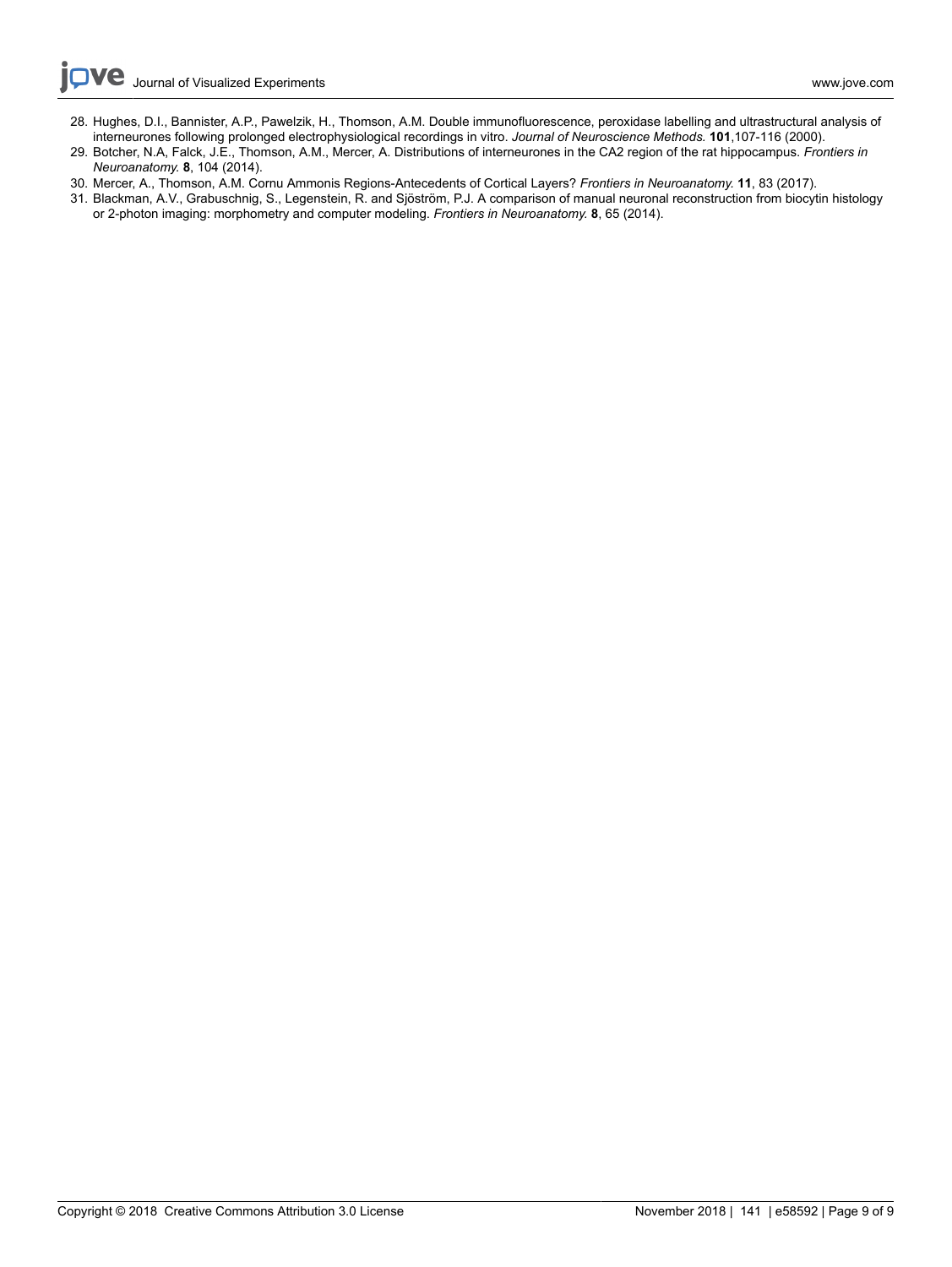28. Hughes, D.I., Bannister, A.P., Pawelzik, H., Thomson, A.M. Double immunofluorescence, peroxidase labelling and ultrastructural analysis of interneurones following prolonged electrophysiological recordings in vitro. *Journal of Neuroscience Methods.* **101**,107-116 (2000).
29. Botcher, N.A, Falck, J.E., Thomson, A.M., Mercer, A. Distributions of interneurones in the CA2 region of the rat hippocampus. *Frontiers in Neuroanatomy.* **8**, 104 (2014).
30. Mercer, A., Thomson, A.M. Cornu Ammonis Regions-Antecedents of Cortical Layers? *Frontiers in Neuroanatomy.* **11**, 83 (2017).
31. Blackman, A.V., Grabuschnig, S., Legenstein, R. and Sjöström, P.J. A comparison of manual neuronal reconstruction from biocytin histology or 2-photon imaging: morphometry and computer modeling. *Frontiers in Neuroanatomy.* **8**, 65 (2014).